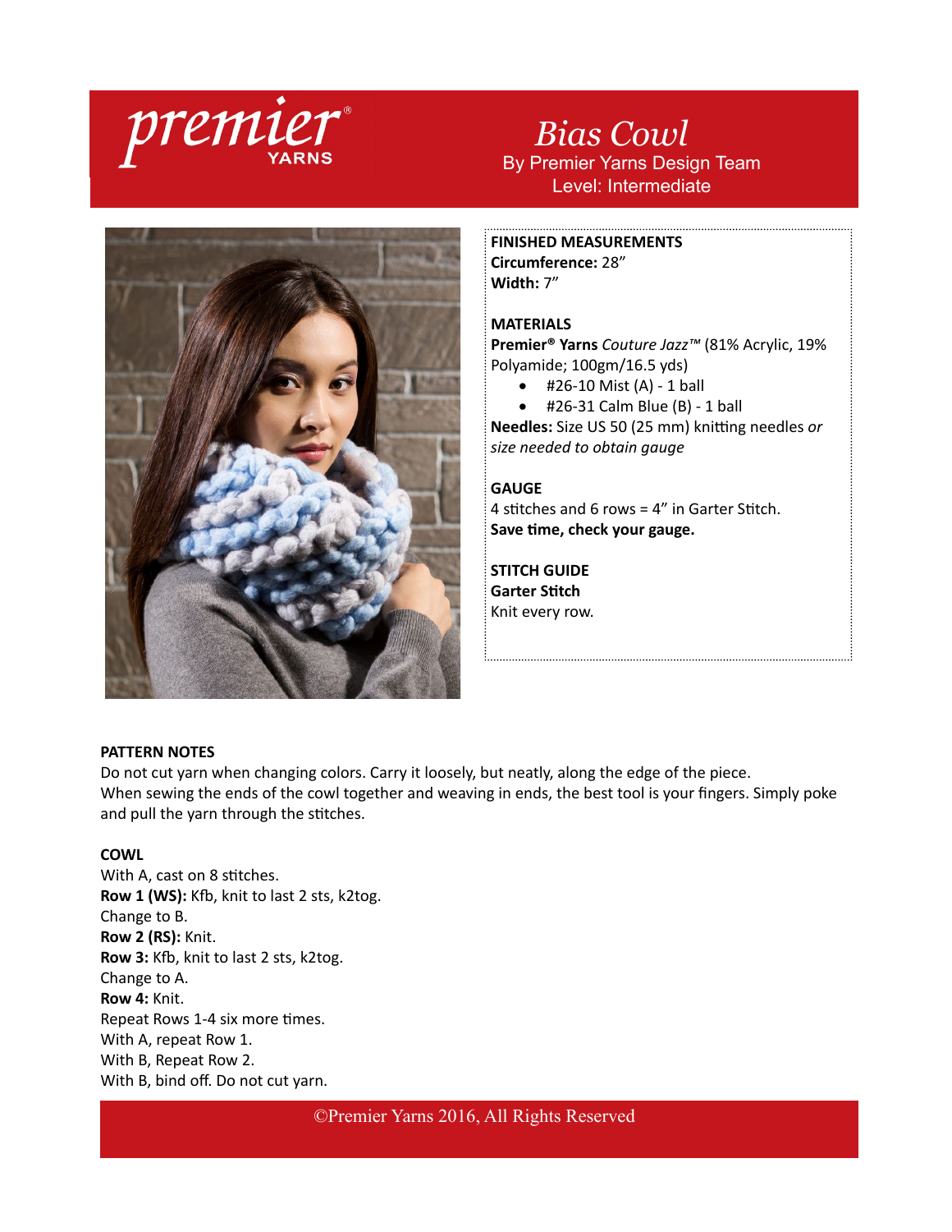premier® YARNS

# *Bias Cowl*

By Premier Yarns Design Team
Level: Intermediate

**FINISHED MEASUREMENTS**
**Circumference:** 28"
**Width:** 7"

**MATERIALS**
**Premier® Yarns** *Couture Jazz™* (81% Acrylic, 19% Polyamide; 100gm/16.5 yds)

- #26-10 Mist (A) - 1 ball
- #26-31 Calm Blue (B) - 1 ball

**Needles:** Size US 50 (25 mm) knitting needles *or size needed to obtain gauge*

**GAUGE**
4 stitches and 6 rows = 4" in Garter Stitch.
**Save time, check your gauge.**

**STITCH GUIDE**
**Garter Stitch**
Knit every row.

**PATTERN NOTES**
Do not cut yarn when changing colors. Carry it loosely, but neatly, along the edge of the piece.
When sewing the ends of the cowl together and weaving in ends, the best tool is your fingers. Simply poke and pull the yarn through the stitches.

**COWL**
With A, cast on 8 stitches.
**Row 1 (WS):** Kfb, knit to last 2 sts, k2tog.
Change to B.
**Row 2 (RS):** Knit.
**Row 3:** Kfb, knit to last 2 sts, k2tog.
Change to A.
**Row 4:** Knit.
Repeat Rows 1-4 six more times.
With A, repeat Row 1.
With B, Repeat Row 2.
With B, bind off. Do not cut yarn.

©Premier Yarns 2016, All Rights Reserved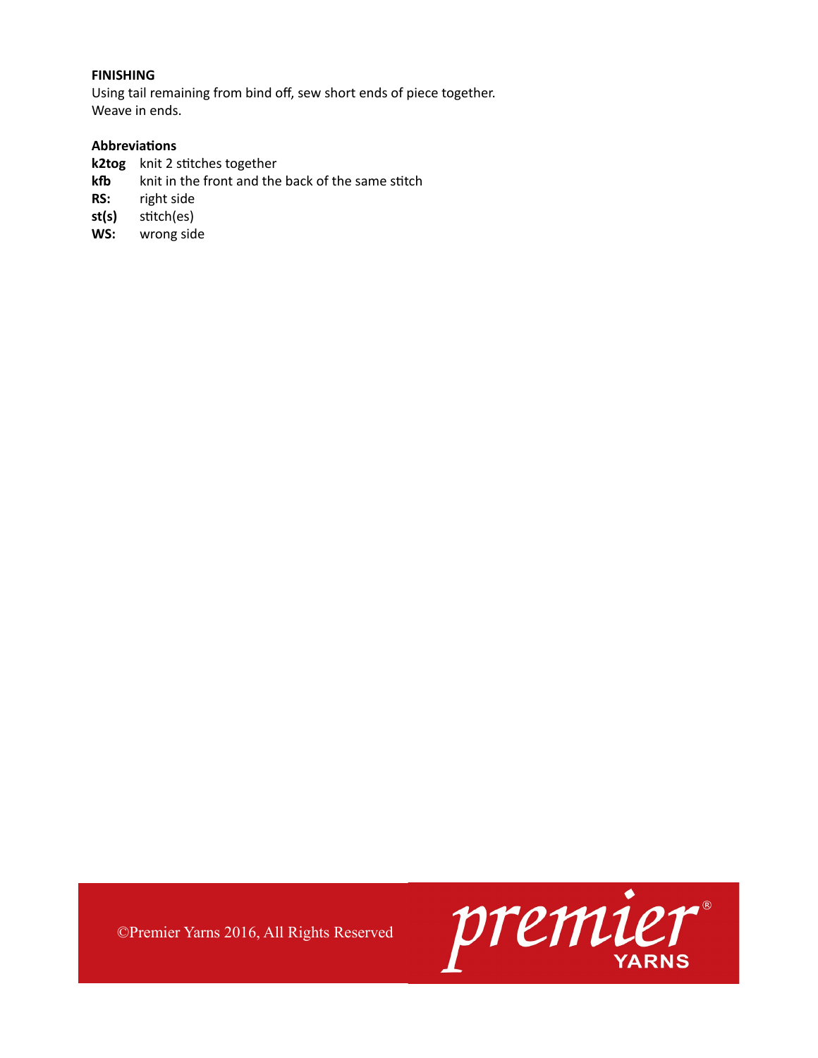**FINISHING**
Using tail remaining from bind off, sew short ends of piece together.
Weave in ends.

**Abbreviations**

**k2tog** knit 2 stitches together
**kfb** knit in the front and the back of the same stitch
**RS:** right side
**st(s)** stitch(es)
**WS:** wrong side

©Premier Yarns 2016, All Rights Reserved